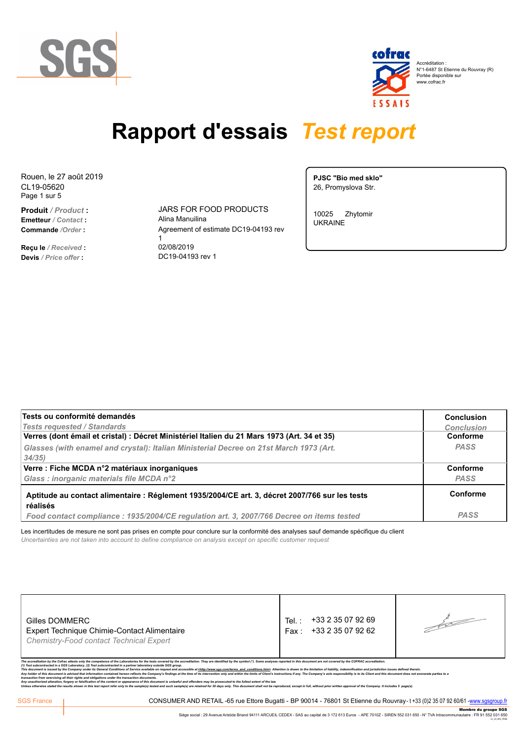SGS

cofrac ESSAIS

Accréditation :
N°1-6487 St Etienne du Rouvray (R)
Portée disponible sur
www.cofrac.fr

# Rapport d'essais *Test report*

Rouen, le 27 août 2019
CL19-05620

**Produit** */ Product* **:** JARS FOR FOOD PRODUCTS
**Emetteur** */ Contact* **:** Alina Manuilina
**Commande** */Order* **:** Agreement of estimate DC19-04193 rev 1

**Reçu le** */ Received* **:** 02/08/2019
**Devis** */ Price offer* **:** DC19-04193 rev 1

**PJSC "Bio med sklo"**
26, Promyslova Str.

10025 Zhytomir
UKRAINE

| **Tests ou conformité demandés** *Tests requested / Standards* | **Conclusion** *Conclusion* |
|---|---|
| **Verres (dont émail et cristal) : Décret Ministériel Italien du 21 Mars 1973 (Art. 34 et 35)** *Glasses (with enamel and crystal): Italian Ministerial Decree on 21st March 1973 (Art. 34/35)* | **Conforme** *PASS* |
| **Verre : Fiche MCDA n°2 matériaux inorganiques** *Glass : inorganic materials file MCDA n°2* | **Conforme** *PASS* |
| **Aptitude au contact alimentaire : Réglement 1935/2004/CE art. 3, décret 2007/766 sur les tests réalisés** *Food contact compliance : 1935/2004/CE regulation art. 3, 2007/766 Decree on items tested* | **Conforme** *PASS* |

Les incertitudes de mesure ne sont pas prises en compte pour conclure sur la conformité des analyses sauf demande spécifique du client
*Uncertainties are not taken into account to define compliance on analysis except on specific customer request*

| Gilles DOMMERC<br>Expert Technique Chimie-Contact Alimentaire<br>*Chemistry-Food contact Technical Expert* | Tel. : +33 2 35 07 92 69<br>Fax : +33 2 35 07 92 62 | |
|---|---|---|

*The accreditation by the Cofrac attests only the competence of the Laboratories for the tests covered by the accreditation. They are identified by the symbol (\*). Some analyses reported in this document are not covered by the COFRAC accreditation.*
*(1) Test subcontracted in a SGS Laboratory. (2) Test subcontracted in a partner laboratory outside SGS group.*
*This document is issued by the Company under its General Conditions of Service available on request and accessible at <http://www.sgs.com/terms_and_conditions.htm>. Attention is drawn to the limitation of liability, indemnification and jurisdiction issues defined therein.*
*Any holder of this document is advised that information contained hereon reflects the Company's findings at the time of its intervention only and within the limits of Client's instructions if any. The Company's sole responsibility is to its Client and this document does not exonerate parties to a transaction from exercising all their rights and obligations under the transaction documents.*
*Any unauthorized alteration, forgery or falsification of the content or appearance of this document is unlawful and offenders may be prosecuted to the fullest extent of the law.*
*Unless otherwise stated the results shown in this test report refer only to the sample(s) tested and such sample(s) are retained for 30 days only. This document shall not be reproduced, except in full, without prior written approval of the Company. It includes 5 page(s).*

SGS France — CONSUMER AND RETAIL -65 rue Ettore Bugatti - BP 90014 - 76801 St Etienne du Rouvray - t +33 (0)2 35 07 92 60/61 -www.sgsgroup.fr

Membre du groupe SGS

Siège social : 29 Avenue Aristide Briand 94111 ARCUEIL CEDEX - SAS au capital de 3 172 613 Euros - APE 7010Z - SIREN 552 031 650 - N° TVA Intracommunautaire : FR 91 552 031 650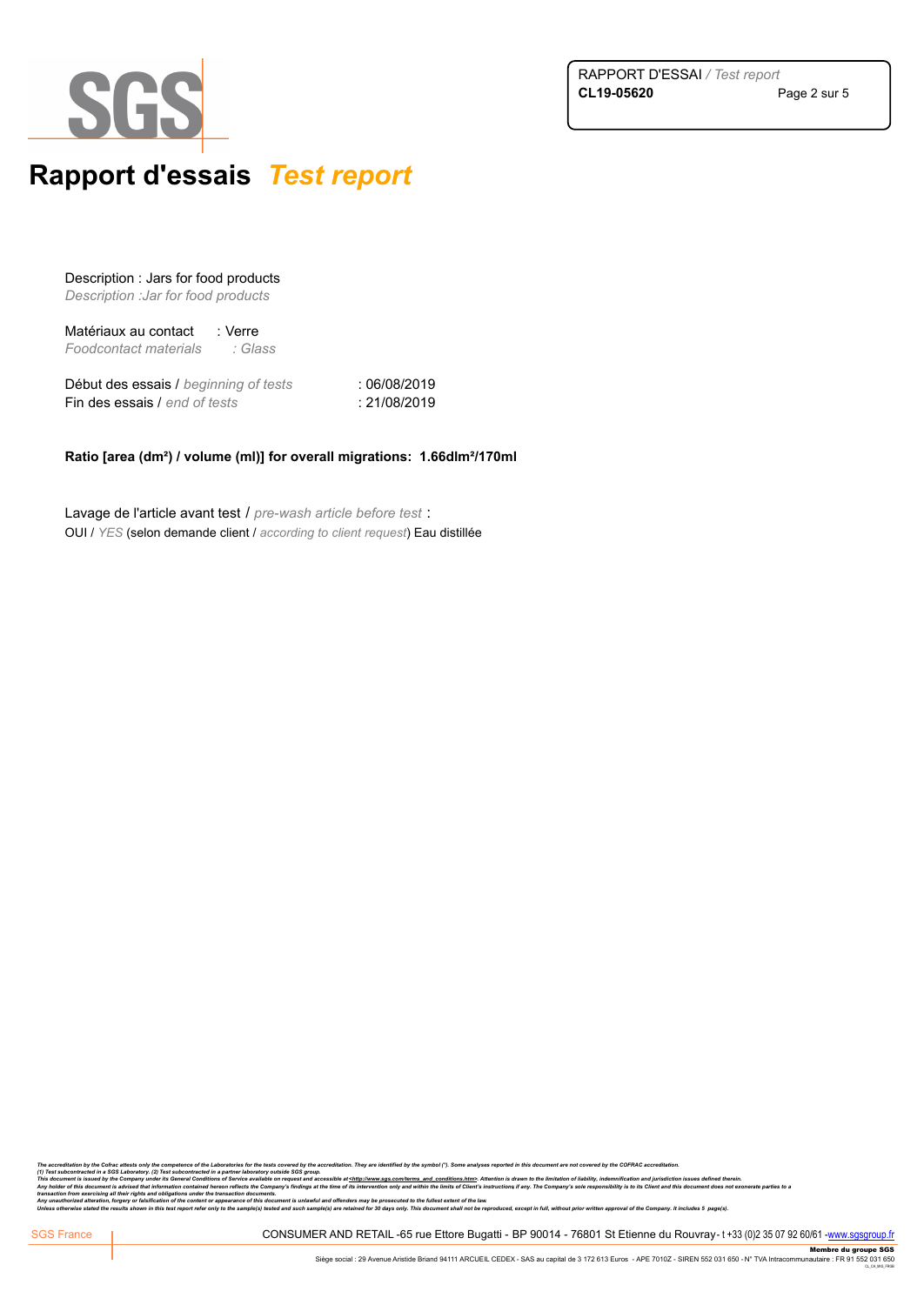# Rapport d'essais *Test report*

Description : Jars for food products
*Description :Jar for food products*

Matériaux au contact : Verre
*Foodcontact materials : Glass*

Début des essais / *beginning of tests* : 06/08/2019
Fin des essais / *end of tests* : 21/08/2019

**Ratio [area (dm²) / volume (ml)] for overall migrations: 1.66dlm²/170ml**

Lavage de l'article avant test / *pre-wash article before test* :
OUI / *YES* (selon demande client / *according to client request*) Eau distillée

*The accreditation by the Cofrac attests only the competence of the Laboratories for the tests covered by the accreditation. They are identified by the symbol (\*). Some analyses reported in this document are not covered by the COFRAC accreditation.*
*(1) Test subcontracted in a SGS Laboratory. (2) Test subcontracted in a partner laboratory outside SGS group.*
*This document is issued by the Company under its General Conditions of Service available on request and accessible at <http://www.sgs.com/terms_and_conditions.htm>. Attention is drawn to the limitation of liability, indemnification and jurisdiction issues defined therein.*
*Any holder of this document is advised that information contained hereon reflects the Company's findings at the time of its intervention only and within the limits of Client's instructions if any. The Company's sole responsibility is to its Client and this document does not exonerate parties to a transaction from exercising all their rights and obligations under the transaction documents.*
*Any unauthorized alteration, forgery or falsification of the content or appearance of this document is unlawful and offenders may be prosecuted to the fullest extent of the law.*
*Unless otherwise stated the results shown in this test report refer only to the sample(s) tested and such sample(s) are retained for 30 days only. This document shall not be reproduced, except in full, without prior written approval of the Company. It includes 5 page(s).*

SGS France — CONSUMER AND RETAIL -65 rue Ettore Bugatti - BP 90014 - 76801 St Etienne du Rouvray - t +33 (0)2 35 07 92 60/61 -www.sgsgroup.fr

**Membre du groupe SGS**
Siège social : 29 Avenue Aristide Briand 94111 ARCUEIL CEDEX - SAS au capital de 3 172 613 Euros - APE 7010Z - SIREN 552 031 650 - N° TVA Intracommunautaire : FR 91 552 031 650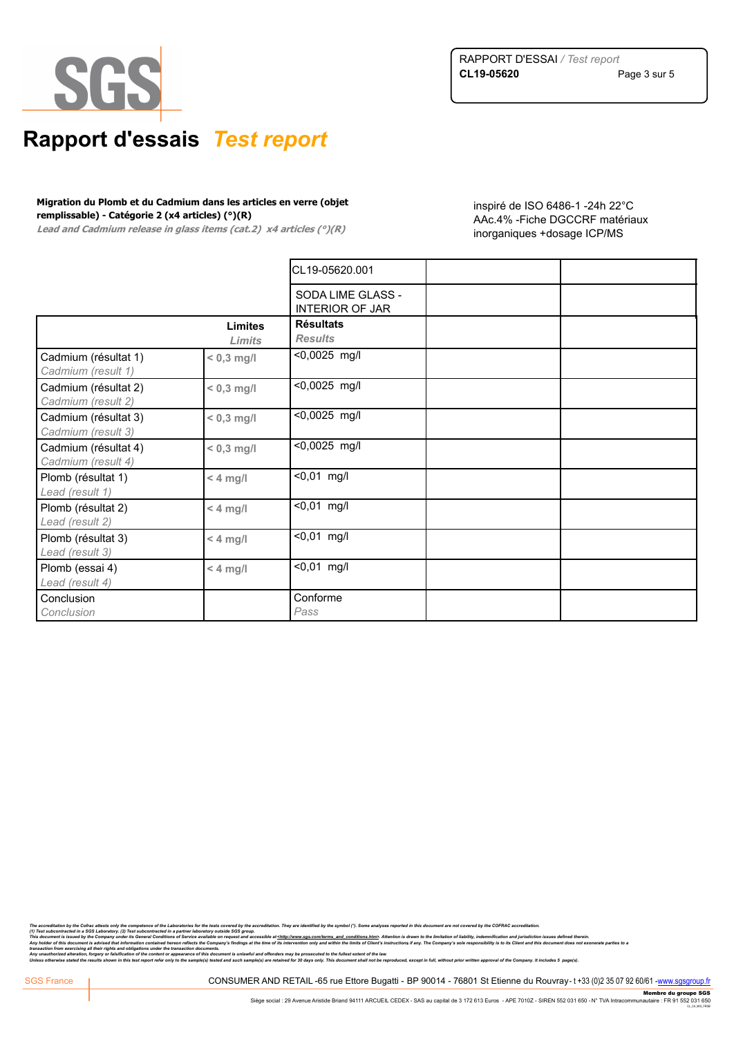# Rapport d'essais *Test report*

**Migration du Plomb et du Cadmium dans les articles en verre (objet remplissable) - Catégorie 2 (x4 articles) (°)(R)**
***Lead and Cadmium release in glass items (cat.2) x4 articles (°)(R)***

inspiré de ISO 6486-1 -24h 22°C AAc.4% -Fiche DGCCRF matériaux inorganiques +dosage ICP/MS

| | | CL19-05620.001 | | |
|---|---|---|---|---|
| | | SODA LIME GLASS - INTERIOR OF JAR | | |
| | **Limites** *Limits* | **Résultats** *Results* | | |
| Cadmium (résultat 1) *Cadmium (result 1)* | **< 0,3 mg/l** | <0,0025 mg/l | | |
| Cadmium (résultat 2) *Cadmium (result 2)* | **< 0,3 mg/l** | <0,0025 mg/l | | |
| Cadmium (résultat 3) *Cadmium (result 3)* | **< 0,3 mg/l** | <0,0025 mg/l | | |
| Cadmium (résultat 4) *Cadmium (result 4)* | **< 0,3 mg/l** | <0,0025 mg/l | | |
| Plomb (résultat 1) *Lead (result 1)* | **< 4 mg/l** | <0,01 mg/l | | |
| Plomb (résultat 2) *Lead (result 2)* | **< 4 mg/l** | <0,01 mg/l | | |
| Plomb (résultat 3) *Lead (result 3)* | **< 4 mg/l** | <0,01 mg/l | | |
| Plomb (essai 4) *Lead (result 4)* | **< 4 mg/l** | <0,01 mg/l | | |
| Conclusion *Conclusion* | | Conforme *Pass* | | |

*The accreditation by the Cofrac attests only the competence of the Laboratories for the tests covered by the accreditation. They are identified by the symbol (°). Some analyses reported in this document are not covered by the COFRAC accreditation.*
*(1) Test subcontracted in a SGS Laboratory. (2) Test subcontracted in a partner laboratory outside SGS group.*
*This document is issued by the Company under its General Conditions of Service available on request and accessible at <http://www.sgs.com/terms_and_conditions.htm>. Attention is drawn to the limitation of liability, indemnification and jurisdiction issues defined therein.*
*Any holder of this document is advised that information contained hereon reflects the Company's findings at the time of its intervention only and within the limits of Client's instructions if any. The Company's sole responsibility is to its Client and this document does not exonerate parties to a transaction from exercising all their rights and obligations under the transaction documents.*
*Any unauthorized alteration, forgery or falsification of the content or appearance of this document is unlawful and offenders may be prosecuted to the fullest extent of the law.*
*Unless otherwise stated the results shown in this test report refer only to the sample(s) tested and such sample(s) are retained for 30 days only. This document shall not be reproduced, except in full, without prior written approval of the Company. It includes 5 page(s).*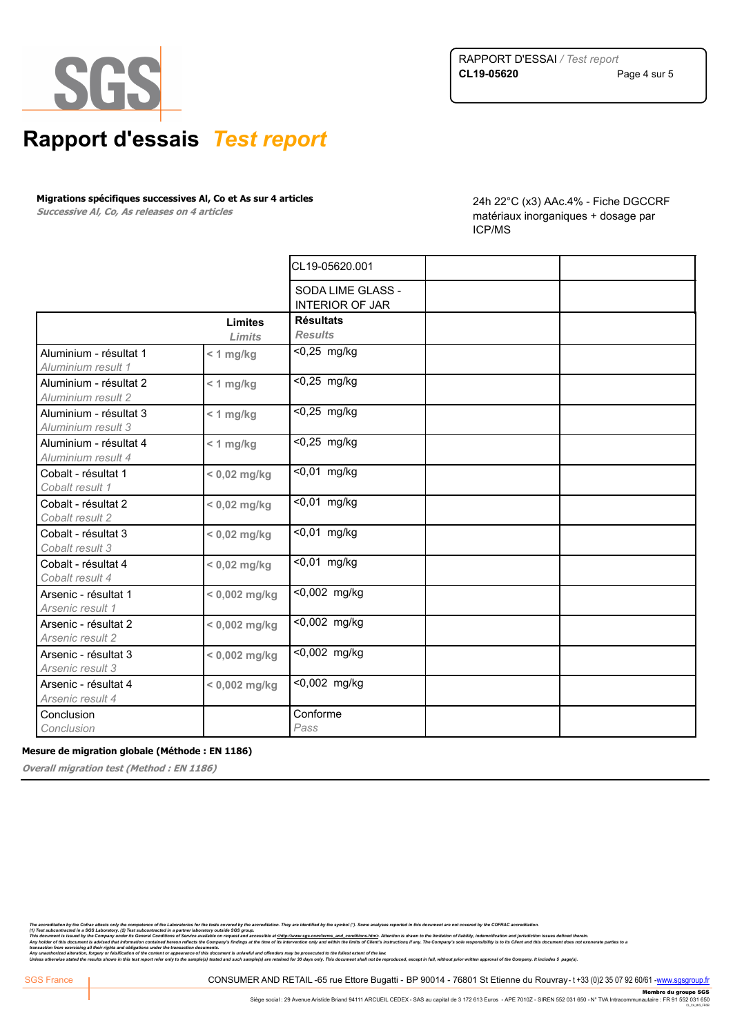## Rapport d'essais *Test report*

**Migrations spécifiques successives Al, Co et As sur 4 articles**
***Successive Al, Co, As releases on 4 articles***

24h 22°C (x3) AAc.4% - Fiche DGCCRF matériaux inorganiques + dosage par ICP/MS

| | | CL19-05620.001 | | |
|---|---|---|---|---|
| | | SODA LIME GLASS - INTERIOR OF JAR | | |
| | **Limites** *Limits* | **Résultats** *Results* | | |
| Aluminium - résultat 1 *Aluminium result 1* | < 1 mg/kg | <0,25 mg/kg | | |
| Aluminium - résultat 2 *Aluminium result 2* | < 1 mg/kg | <0,25 mg/kg | | |
| Aluminium - résultat 3 *Aluminium result 3* | < 1 mg/kg | <0,25 mg/kg | | |
| Aluminium - résultat 4 *Aluminium result 4* | < 1 mg/kg | <0,25 mg/kg | | |
| Cobalt - résultat 1 *Cobalt result 1* | < 0,02 mg/kg | <0,01 mg/kg | | |
| Cobalt - résultat 2 *Cobalt result 2* | < 0,02 mg/kg | <0,01 mg/kg | | |
| Cobalt - résultat 3 *Cobalt result 3* | < 0,02 mg/kg | <0,01 mg/kg | | |
| Cobalt - résultat 4 *Cobalt result 4* | < 0,02 mg/kg | <0,01 mg/kg | | |
| Arsenic - résultat 1 *Arsenic result 1* | < 0,002 mg/kg | <0,002 mg/kg | | |
| Arsenic - résultat 2 *Arsenic result 2* | < 0,002 mg/kg | <0,002 mg/kg | | |
| Arsenic - résultat 3 *Arsenic result 3* | < 0,002 mg/kg | <0,002 mg/kg | | |
| Arsenic - résultat 4 *Arsenic result 4* | < 0,002 mg/kg | <0,002 mg/kg | | |
| Conclusion *Conclusion* | | Conforme *Pass* | | |

**Mesure de migration globale (Méthode : EN 1186)**
***Overall migration test (Method : EN 1186)***

*The accreditation by the Cofrac attests only the competence of the Laboratories for the tests covered by the accreditation. They are identified by the symbol (\*). Some analyses reported in this document are not covered by the COFRAC accreditation.*
*(1) Test subcontracted in a SGS Laboratory. (2) Test subcontracted in a partner laboratory outside SGS group.*
*This document is issued by the Company under its General Conditions of Service available on request and accessible at <http://www.sgs.com/terms_and_conditions.htm>. Attention is drawn to the limitation of liability, indemnification and jurisdiction issues defined therein.*
*Any holder of this document is advised that information contained hereon reflects the Company's findings at the time of its intervention only and within the limits of Client's instructions if any. The Company's sole responsibility is to its Client and this document does not exonerate parties to a transaction from exercising all their rights and obligations under the transaction documents.*
*Any unauthorized alteration, forgery or falsification of the content or appearance of this document is unlawful and offenders may be prosecuted to the fullest extent of the law.*
*Unless otherwise stated the results shown in this test report refer only to the sample(s) tested and such sample(s) are retained for 30 days only. This document shall not be reproduced, except in full, without prior written approval of the Company. It includes 5 page(s).*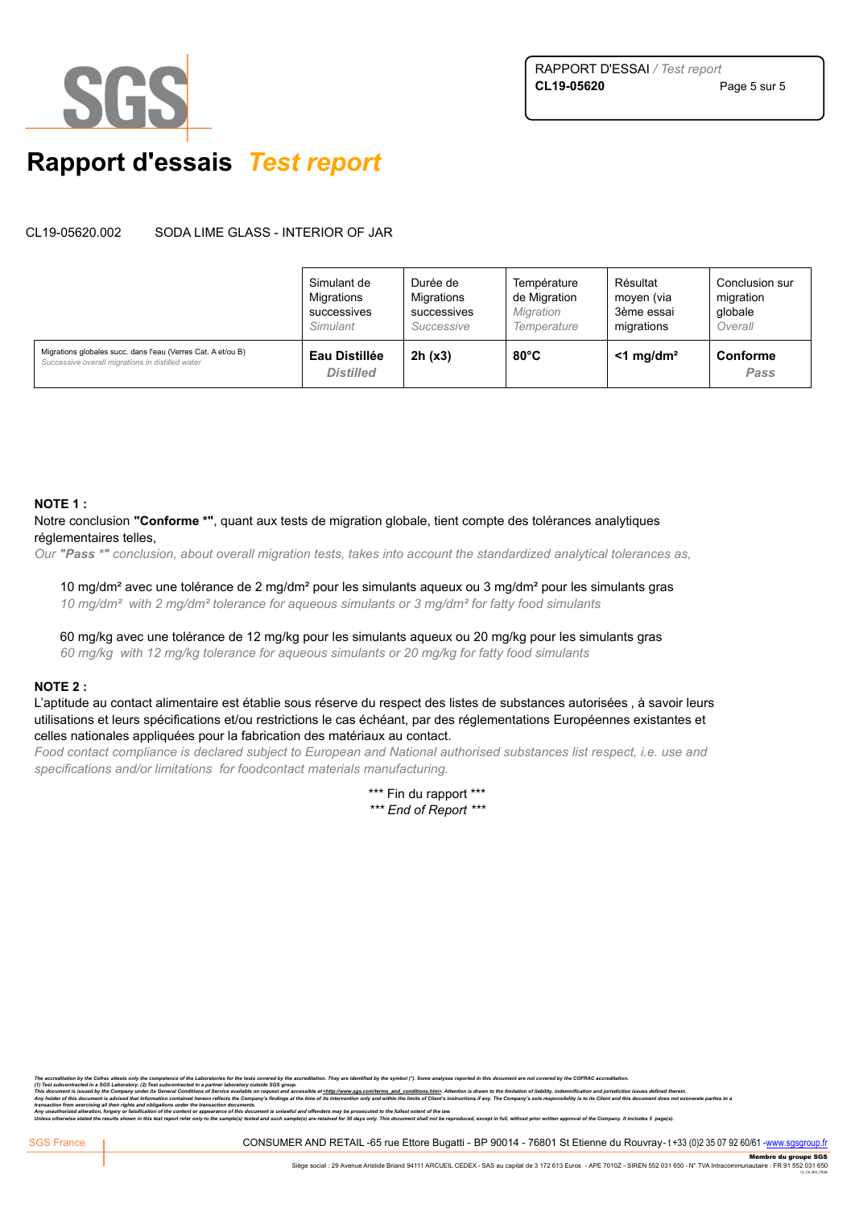# Rapport d'essais *Test report*

CL19-05620.002 SODA LIME GLASS - INTERIOR OF JAR

| | Simulant de Migrations successives *Simulant* | Durée de Migrations successives *Successive* | Température de Migration *Migration Temperature* | Résultat moyen (via 3ème essai migrations | Conclusion sur migration globale *Overall* |
|---|---|---|---|---|---|
| Migrations globales succ. dans l'eau (Verres Cat. A et/ou B) *Successive overall migrations in distilled water* | **Eau Distillée** ***Distilled*** | **2h (x3)** | **80°C** | **<1 mg/dm²** | **Conforme** ***Pass*** |

**NOTE 1 :**

Notre conclusion **"Conforme *"**, quant aux tests de migration globale, tient compte des tolérances analytiques réglementaires telles,

*Our **"Pass *"** conclusion, about overall migration tests, takes into account the standardized analytical tolerances as,*

10 mg/dm² avec une tolérance de 2 mg/dm² pour les simulants aqueux ou 3 mg/dm² pour les simulants gras
*10 mg/dm² with 2 mg/dm² tolerance for aqueous simulants or 3 mg/dm² for fatty food simulants*

60 mg/kg avec une tolérance de 12 mg/kg pour les simulants aqueux ou 20 mg/kg pour les simulants gras
*60 mg/kg with 12 mg/kg tolerance for aqueous simulants or 20 mg/kg for fatty food simulants*

**NOTE 2 :**

L'aptitude au contact alimentaire est établie sous réserve du respect des listes de substances autorisées , à savoir leurs utilisations et leurs spécifications et/ou restrictions le cas échéant, par des réglementations Européennes existantes et celles nationales appliquées pour la fabrication des matériaux au contact.

*Food contact compliance is declared subject to European and National authorised substances list respect, i.e. use and specifications and/or limitations for foodcontact materials manufacturing.*

*** Fin du rapport ***
*** End of Report ***

The accreditation by the Cofrac attests only the competence of the Laboratories for the tests covered by the accreditation. They are identified by the symbol (*). Some analyses reported in this document are not covered by the COFRAC accreditation.
(1) Test subcontracted in a SGS Laboratory. (2) Test subcontracted in a partner laboratory outside SGS group.
This document is issued by the Company under its General Conditions of Service available on request and accessible at <http://www.sgs.com/terms_and_conditions.htm>. Attention is drawn to the limitation of liability, indemnification and jurisdiction issues defined therein.
Any holder of this document is advised that information contained hereon reflects the Company's findings at the time of its intervention only and within the limits of Client's instructions if any. The Company's sole responsibility is to its Client and this document does not exonerate parties to a transaction from exercising all their rights and obligations under the transaction documents.
Any unauthorized alteration, forgery or falsification of the content or appearance of this document is unlawful and offenders may be prosecuted to the fullest extent of the law.
Unless otherwise stated the results shown in this test report refer only to the sample(s) tested and such sample(s) are retained for 30 days only. This document shall not be reproduced, except in full, without prior written approval of the Company. It includes 5 page(s).

SGS France | CONSUMER AND RETAIL -65 rue Ettore Bugatti - BP 90014 - 76801 St Etienne du Rouvray - t +33 (0)2 35 07 92 60/61 - www.sgsgroup.fr

Membre du groupe SGS

Siège social : 29 Avenue Aristide Briand 94111 ARCUEIL CEDEX - SAS au capital de 3 172 613 Euros - APE 7010Z - SIREN 552 031 650 - N° TVA Intracommunautaire : FR 91 552 031 650